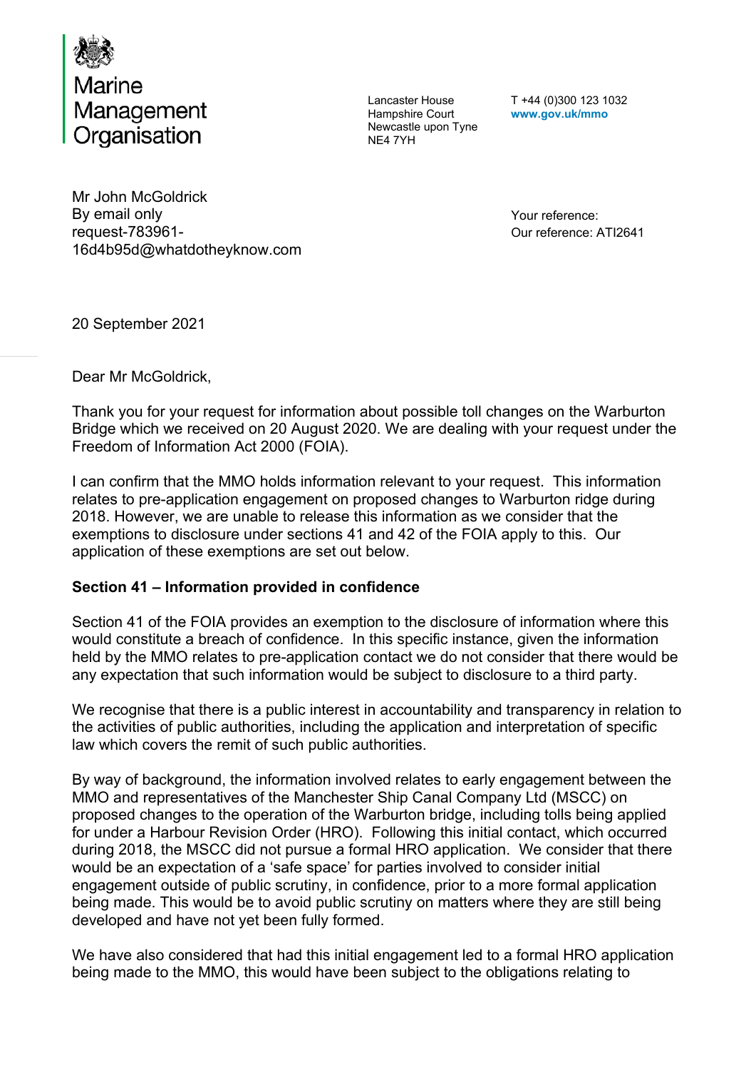# Marine Management Organisation

Lancaster House
Hampshire Court
Newcastle upon Tyne
NE4 7YH

T +44 (0)300 123 1032
**www.gov.uk/mmo**

Mr John McGoldrick
By email only
request-783961-16d4b95d@whatdotheyknow.com

Your reference:
Our reference: ATI2641

20 September 2021

Dear Mr McGoldrick,

Thank you for your request for information about possible toll changes on the Warburton Bridge which we received on 20 August 2020. We are dealing with your request under the Freedom of Information Act 2000 (FOIA).

I can confirm that the MMO holds information relevant to your request. This information relates to pre-application engagement on proposed changes to Warburton ridge during 2018. However, we are unable to release this information as we consider that the exemptions to disclosure under sections 41 and 42 of the FOIA apply to this. Our application of these exemptions are set out below.

**Section 41 – Information provided in confidence**

Section 41 of the FOIA provides an exemption to the disclosure of information where this would constitute a breach of confidence. In this specific instance, given the information held by the MMO relates to pre-application contact we do not consider that there would be any expectation that such information would be subject to disclosure to a third party.

We recognise that there is a public interest in accountability and transparency in relation to the activities of public authorities, including the application and interpretation of specific law which covers the remit of such public authorities.

By way of background, the information involved relates to early engagement between the MMO and representatives of the Manchester Ship Canal Company Ltd (MSCC) on proposed changes to the operation of the Warburton bridge, including tolls being applied for under a Harbour Revision Order (HRO). Following this initial contact, which occurred during 2018, the MSCC did not pursue a formal HRO application. We consider that there would be an expectation of a 'safe space' for parties involved to consider initial engagement outside of public scrutiny, in confidence, prior to a more formal application being made. This would be to avoid public scrutiny on matters where they are still being developed and have not yet been fully formed.

We have also considered that had this initial engagement led to a formal HRO application being made to the MMO, this would have been subject to the obligations relating to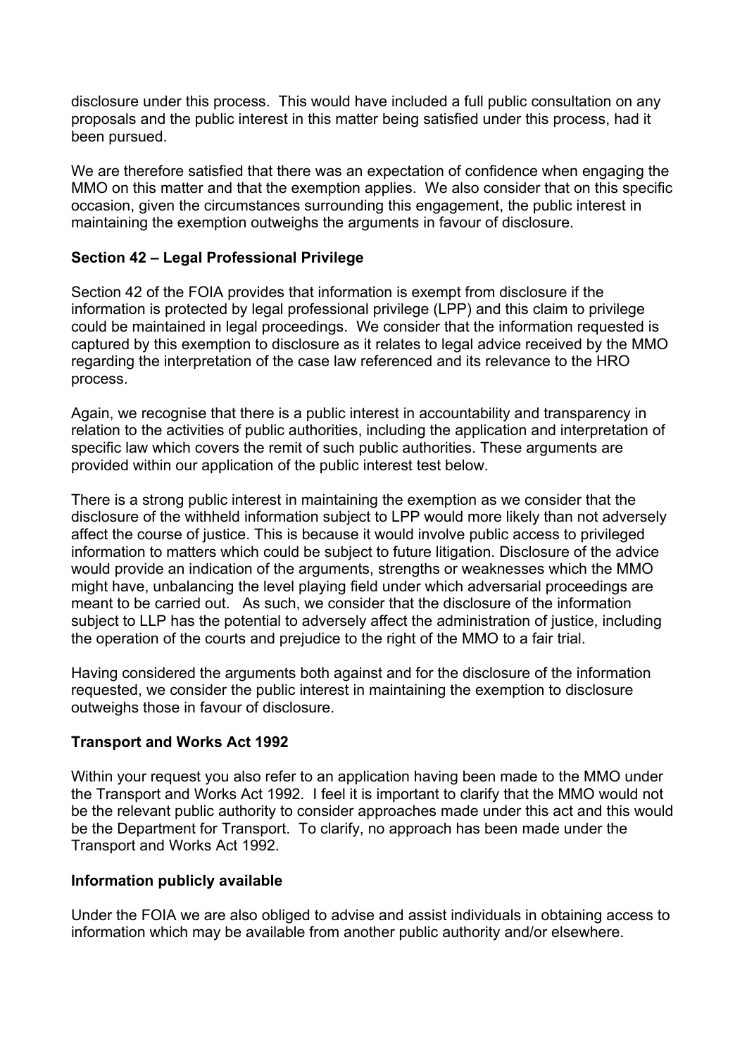disclosure under this process. This would have included a full public consultation on any proposals and the public interest in this matter being satisfied under this process, had it been pursued.

We are therefore satisfied that there was an expectation of confidence when engaging the MMO on this matter and that the exemption applies. We also consider that on this specific occasion, given the circumstances surrounding this engagement, the public interest in maintaining the exemption outweighs the arguments in favour of disclosure.

**Section 42 – Legal Professional Privilege**

Section 42 of the FOIA provides that information is exempt from disclosure if the information is protected by legal professional privilege (LPP) and this claim to privilege could be maintained in legal proceedings. We consider that the information requested is captured by this exemption to disclosure as it relates to legal advice received by the MMO regarding the interpretation of the case law referenced and its relevance to the HRO process.

Again, we recognise that there is a public interest in accountability and transparency in relation to the activities of public authorities, including the application and interpretation of specific law which covers the remit of such public authorities. These arguments are provided within our application of the public interest test below.

There is a strong public interest in maintaining the exemption as we consider that the disclosure of the withheld information subject to LPP would more likely than not adversely affect the course of justice. This is because it would involve public access to privileged information to matters which could be subject to future litigation. Disclosure of the advice would provide an indication of the arguments, strengths or weaknesses which the MMO might have, unbalancing the level playing field under which adversarial proceedings are meant to be carried out. As such, we consider that the disclosure of the information subject to LLP has the potential to adversely affect the administration of justice, including the operation of the courts and prejudice to the right of the MMO to a fair trial.

Having considered the arguments both against and for the disclosure of the information requested, we consider the public interest in maintaining the exemption to disclosure outweighs those in favour of disclosure.

**Transport and Works Act 1992**

Within your request you also refer to an application having been made to the MMO under the Transport and Works Act 1992. I feel it is important to clarify that the MMO would not be the relevant public authority to consider approaches made under this act and this would be the Department for Transport. To clarify, no approach has been made under the Transport and Works Act 1992.

**Information publicly available**

Under the FOIA we are also obliged to advise and assist individuals in obtaining access to information which may be available from another public authority and/or elsewhere.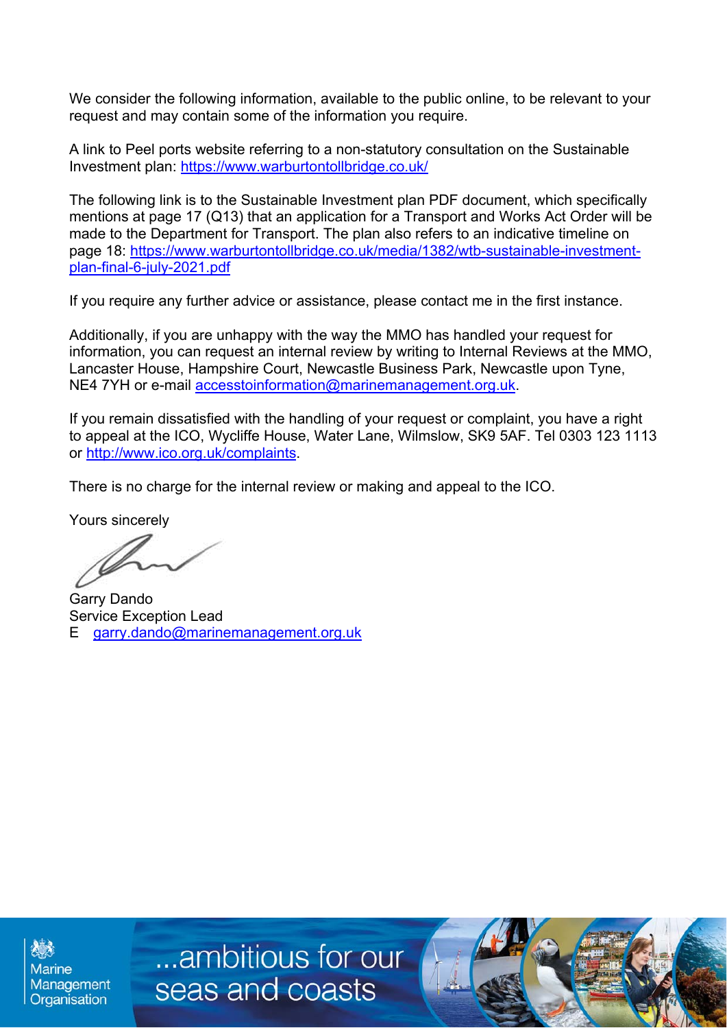We consider the following information, available to the public online, to be relevant to your request and may contain some of the information you require.

A link to Peel ports website referring to a non-statutory consultation on the Sustainable Investment plan: https://www.warburtontollbridge.co.uk/

The following link is to the Sustainable Investment plan PDF document, which specifically mentions at page 17 (Q13) that an application for a Transport and Works Act Order will be made to the Department for Transport. The plan also refers to an indicative timeline on page 18: https://www.warburtontollbridge.co.uk/media/1382/wtb-sustainable-investment-plan-final-6-july-2021.pdf

If you require any further advice or assistance, please contact me in the first instance.

Additionally, if you are unhappy with the way the MMO has handled your request for information, you can request an internal review by writing to Internal Reviews at the MMO, Lancaster House, Hampshire Court, Newcastle Business Park, Newcastle upon Tyne, NE4 7YH or e-mail accesstoinformation@marinemanagement.org.uk.

If you remain dissatisfied with the handling of your request or complaint, you have a right to appeal at the ICO, Wycliffe House, Water Lane, Wilmslow, SK9 5AF. Tel 0303 123 1113 or http://www.ico.org.uk/complaints.

There is no charge for the internal review or making and appeal to the ICO.

Yours sincerely

Garry Dando
Service Exception Lead
E garry.dando@marinemanagement.org.uk

Marine Management Organisation

...ambitious for our seas and coasts